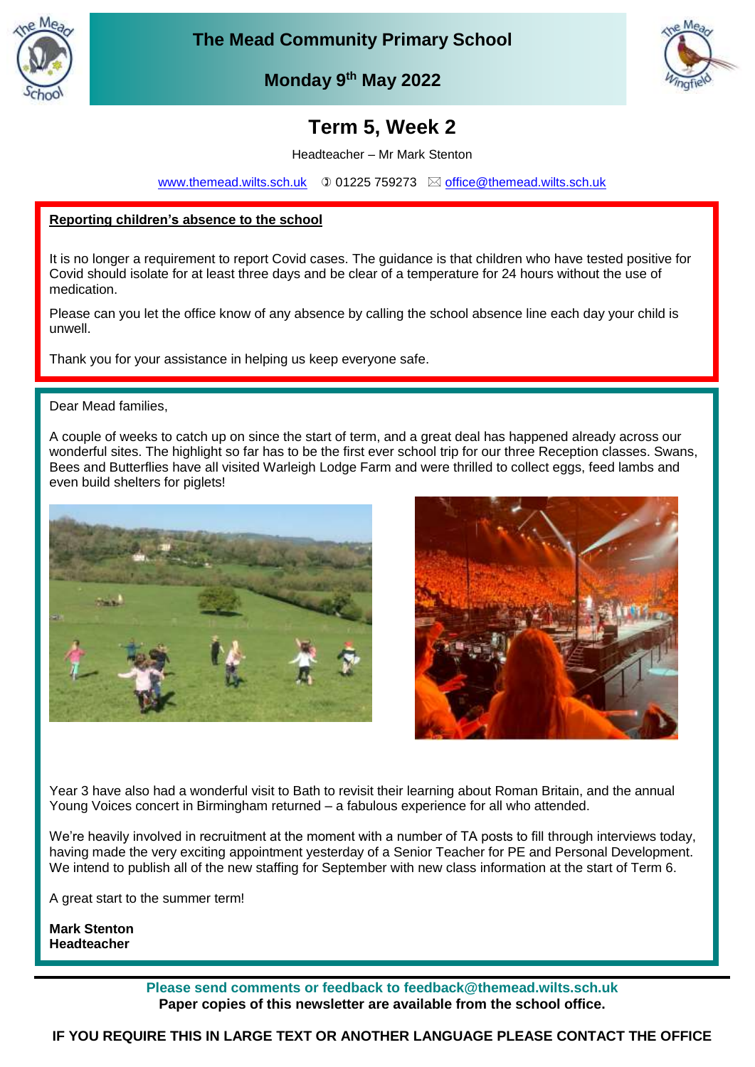# The Mead Community Primary School

**Monday 9th May 2022**

## Term 5, Week 2

Headteacher – Mr Mark Stenton

www.themead.wilts.sch.uk 01225 759273 office@themead.wilts.sch.uk

**Reporting children's absence to the school**

It is no longer a requirement to report Covid cases. The guidance is that children who have tested positive for Covid should isolate for at least three days and be clear of a temperature for 24 hours without the use of medication.

Please can you let the office know of any absence by calling the school absence line each day your child is unwell.

Thank you for your assistance in helping us keep everyone safe.

Dear Mead families,

A couple of weeks to catch up on since the start of term, and a great deal has happened already across our wonderful sites. The highlight so far has to be the first ever school trip for our three Reception classes. Swans, Bees and Butterflies have all visited Warleigh Lodge Farm and were thrilled to collect eggs, feed lambs and even build shelters for piglets!

Year 3 have also had a wonderful visit to Bath to revisit their learning about Roman Britain, and the annual Young Voices concert in Birmingham returned – a fabulous experience for all who attended.

We're heavily involved in recruitment at the moment with a number of TA posts to fill through interviews today, having made the very exciting appointment yesterday of a Senior Teacher for PE and Personal Development. We intend to publish all of the new staffing for September with new class information at the start of Term 6.

A great start to the summer term!

**Mark Stenton**
**Headteacher**

**Please send comments or feedback to feedback@themead.wilts.sch.uk**
**Paper copies of this newsletter are available from the school office.**

**IF YOU REQUIRE THIS IN LARGE TEXT OR ANOTHER LANGUAGE PLEASE CONTACT THE OFFICE**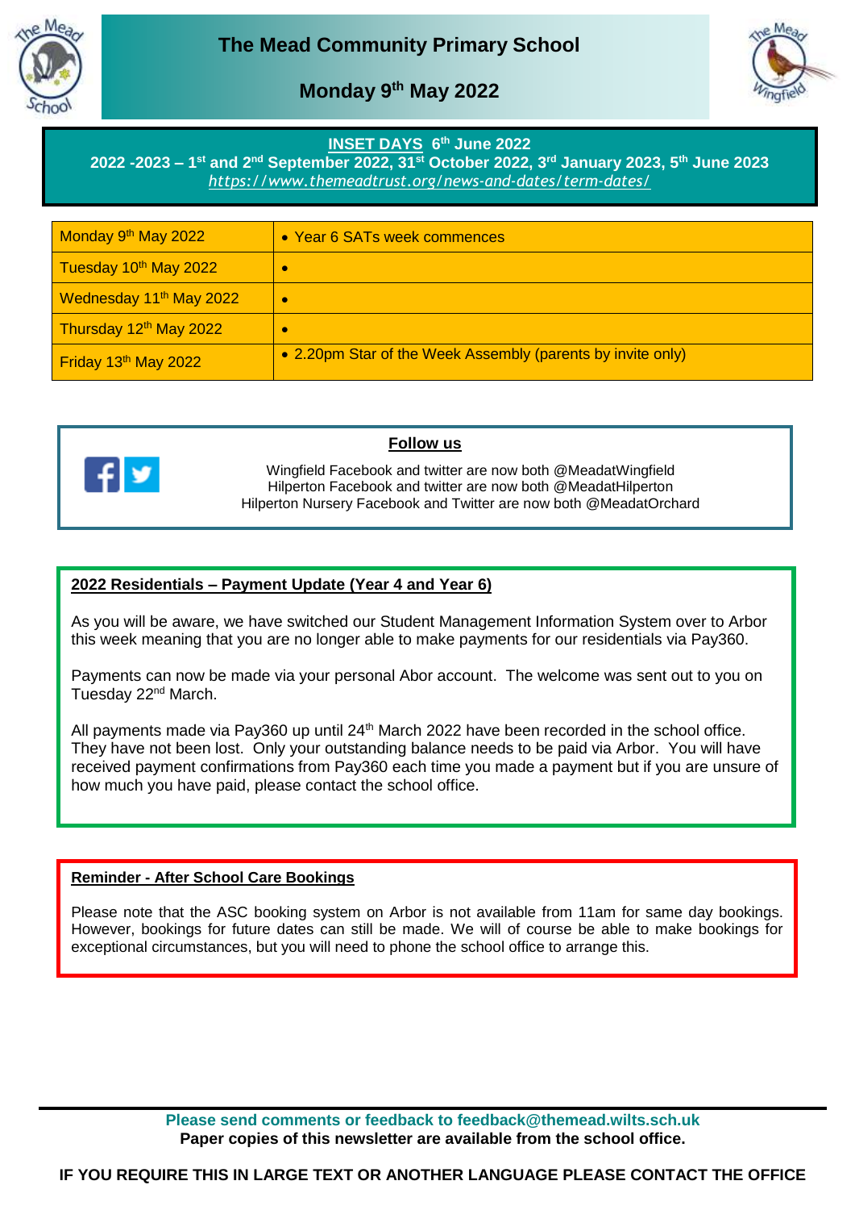# The Mead Community Primary School

## Monday 9th May 2022

**INSET DAYS 6th June 2022**

**2022 -2023 – 1st and 2nd September 2022, 31st October 2022, 3rd January 2023, 5th June 2023**

*https://www.themeadtrust.org/news-and-dates/term-dates/*

| | |
|---|---|
| Monday 9th May 2022 | • Year 6 SATs week commences |
| Tuesday 10th May 2022 | • |
| Wednesday 11th May 2022 | • |
| Thursday 12th May 2022 | • |
| Friday 13th May 2022 | • 2.20pm Star of the Week Assembly (parents by invite only) |

**Follow us**

Wingfield Facebook and twitter are now both @MeadatWingfield
Hilperton Facebook and twitter are now both @MeadatHilperton
Hilperton Nursery Facebook and Twitter are now both @MeadatOrchard

**2022 Residentials – Payment Update (Year 4 and Year 6)**

As you will be aware, we have switched our Student Management Information System over to Arbor this week meaning that you are no longer able to make payments for our residentials via Pay360.

Payments can now be made via your personal Abor account. The welcome was sent out to you on Tuesday 22nd March.

All payments made via Pay360 up until 24th March 2022 have been recorded in the school office. They have not been lost. Only your outstanding balance needs to be paid via Arbor. You will have received payment confirmations from Pay360 each time you made a payment but if you are unsure of how much you have paid, please contact the school office.

**Reminder - After School Care Bookings**

Please note that the ASC booking system on Arbor is not available from 11am for same day bookings. However, bookings for future dates can still be made. We will of course be able to make bookings for exceptional circumstances, but you will need to phone the school office to arrange this.

**Please send comments or feedback to feedback@themead.wilts.sch.uk**
**Paper copies of this newsletter are available from the school office.**

**IF YOU REQUIRE THIS IN LARGE TEXT OR ANOTHER LANGUAGE PLEASE CONTACT THE OFFICE**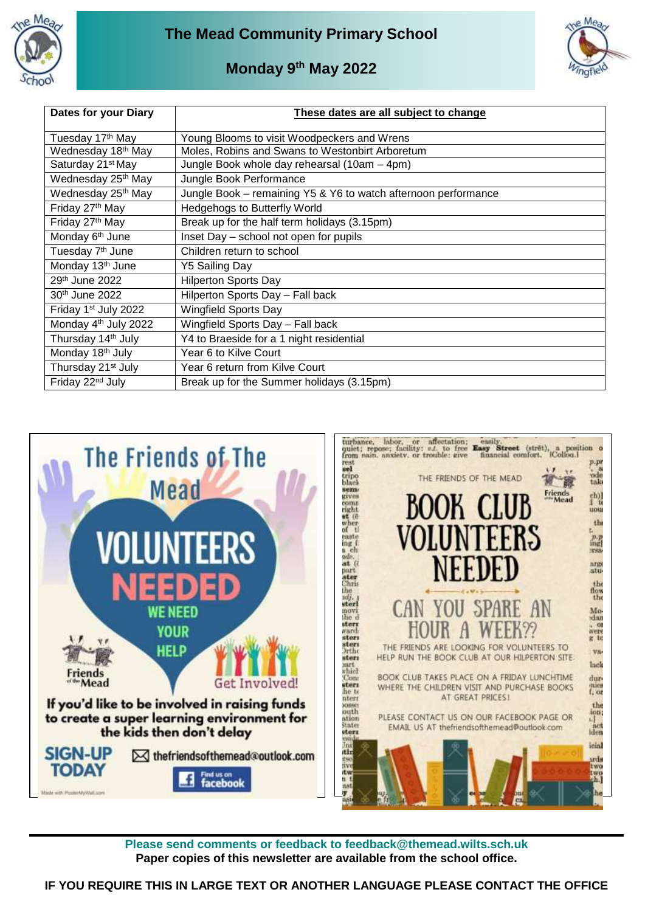# The Mead Community Primary School

## Monday 9th May 2022

| Dates for your Diary | These dates are all subject to change |
|---|---|
| Tuesday 17th May | Young Blooms to visit Woodpeckers and Wrens |
| Wednesday 18th May | Moles, Robins and Swans to Westonbirt Arboretum |
| Saturday 21st May | Jungle Book whole day rehearsal (10am – 4pm) |
| Wednesday 25th May | Jungle Book Performance |
| Wednesday 25th May | Jungle Book – remaining Y5 & Y6 to watch afternoon performance |
| Friday 27th May | Hedgehogs to Butterfly World |
| Friday 27th May | Break up for the half term holidays (3.15pm) |
| Monday 6th June | Inset Day – school not open for pupils |
| Tuesday 7th June | Children return to school |
| Monday 13th June | Y5 Sailing Day |
| 29th June 2022 | Hilperton Sports Day |
| 30th June 2022 | Hilperton Sports Day – Fall back |
| Friday 1st July 2022 | Wingfield Sports Day |
| Monday 4th July 2022 | Wingfield Sports Day – Fall back |
| Thursday 14th July | Y4 to Braeside for a 1 night residential |
| Monday 18th July | Year 6 to Kilve Court |
| Thursday 21st July | Year 6 return from Kilve Court |
| Friday 22nd July | Break up for the Summer holidays (3.15pm) |

## The Friends of The Mead

**VOLUNTEERS NEEDED**

WE NEED YOUR HELP

Friends of the Mead

Get Involved!

**If you'd like to be involved in raising funds to create a super learning environment for the kids then don't delay**

**SIGN-UP TODAY**

thefriendsofthemead@outlook.com

Find us on facebook

## THE FRIENDS OF THE MEAD

**BOOK CLUB VOLUNTEERS NEEDED**

CAN YOU SPARE AN HOUR A WEEK??

THE FRIENDS ARE LOOKING FOR VOLUNTEERS TO HELP RUN THE BOOK CLUB AT OUR HILPERTON SITE.

BOOK CLUB TAKES PLACE ON A FRIDAY LUNCHTIME WHERE THE CHILDREN VISIT AND PURCHASE BOOKS AT GREAT PRICES!

PLEASE CONTACT US ON OUR FACEBOOK PAGE OR EMAIL US AT thefriendsofthemead@outlook.com

---

**Please send comments or feedback to feedback@themead.wilts.sch.uk**

**Paper copies of this newsletter are available from the school office.**

**IF YOU REQUIRE THIS IN LARGE TEXT OR ANOTHER LANGUAGE PLEASE CONTACT THE OFFICE**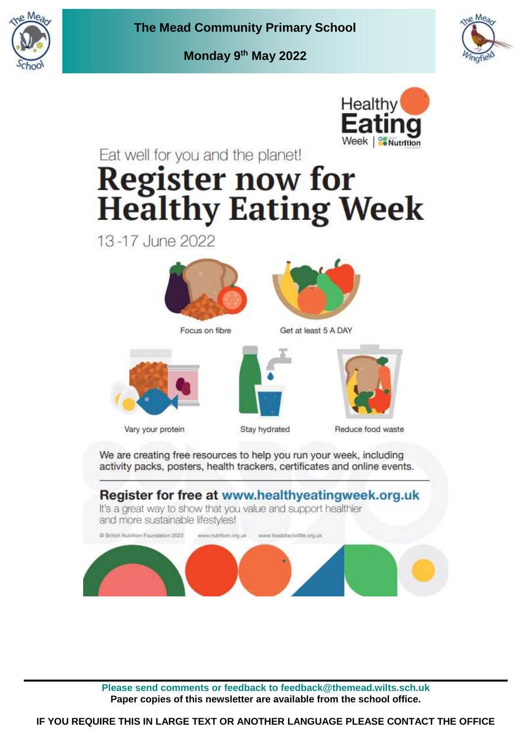The Mead Community Primary School

Monday 9th May 2022

Healthy Eating Week | Nutrition

Eat well for you and the planet!

# Register now for Healthy Eating Week

13 -17 June 2022

Focus on fibre

Get at least 5 A DAY

Vary your protein

Stay hydrated

Reduce food waste

We are creating free resources to help you run your week, including activity packs, posters, health trackers, certificates and online events.

## Register for free at www.healthyeatingweek.org.uk

It's a great way to show that you value and support healthier and more sustainable lifestyles!

© British Nutrition Foundation 2022 www.nutrition.org.uk www.foodafactoflife.org.uk

**Please send comments or feedback to feedback@themead.wilts.sch.uk**
**Paper copies of this newsletter are available from the school office.**

**IF YOU REQUIRE THIS IN LARGE TEXT OR ANOTHER LANGUAGE PLEASE CONTACT THE OFFICE**